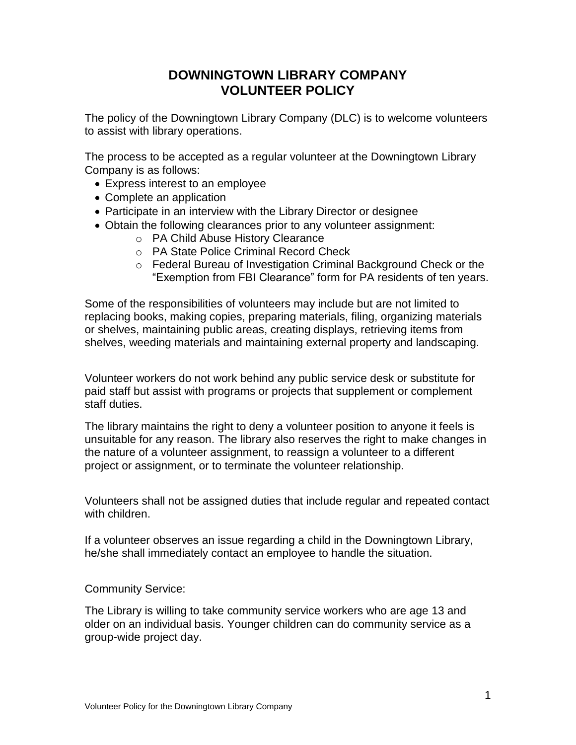# DOWNINGTOWN LIBRARY COMPANY
# VOLUNTEER POLICY

The policy of the Downingtown Library Company (DLC) is to welcome volunteers to assist with library operations.

The process to be accepted as a regular volunteer at the Downingtown Library Company is as follows:

- Express interest to an employee
- Complete an application
- Participate in an interview with the Library Director or designee
- Obtain the following clearances prior to any volunteer assignment:
    - PA Child Abuse History Clearance
    - PA State Police Criminal Record Check
    - Federal Bureau of Investigation Criminal Background Check or the "Exemption from FBI Clearance" form for PA residents of ten years.

Some of the responsibilities of volunteers may include but are not limited to replacing books, making copies, preparing materials, filing, organizing materials or shelves, maintaining public areas, creating displays, retrieving items from shelves, weeding materials and maintaining external property and landscaping.

Volunteer workers do not work behind any public service desk or substitute for paid staff but assist with programs or projects that supplement or complement staff duties.

The library maintains the right to deny a volunteer position to anyone it feels is unsuitable for any reason. The library also reserves the right to make changes in the nature of a volunteer assignment, to reassign a volunteer to a different project or assignment, or to terminate the volunteer relationship.

Volunteers shall not be assigned duties that include regular and repeated contact with children.

If a volunteer observes an issue regarding a child in the Downingtown Library, he/she shall immediately contact an employee to handle the situation.

Community Service:

The Library is willing to take community service workers who are age 13 and older on an individual basis. Younger children can do community service as a group-wide project day.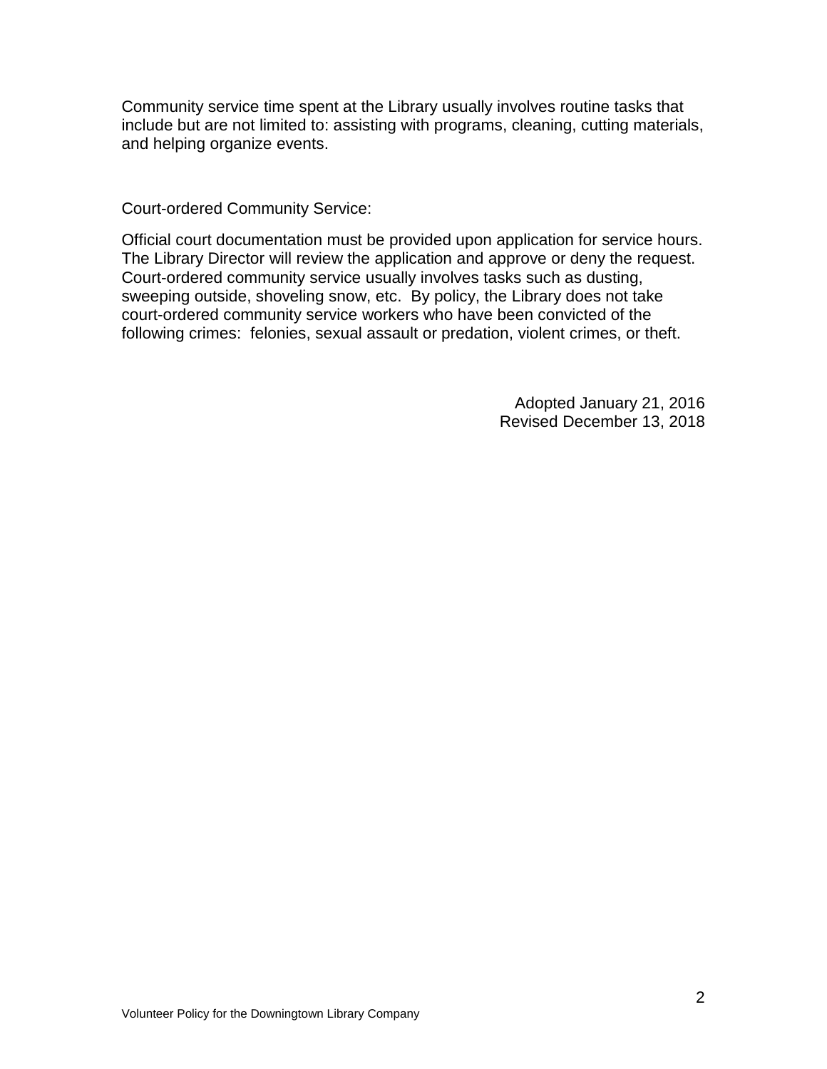Community service time spent at the Library usually involves routine tasks that include but are not limited to: assisting with programs, cleaning, cutting materials, and helping organize events.

Court-ordered Community Service:

Official court documentation must be provided upon application for service hours. The Library Director will review the application and approve or deny the request. Court-ordered community service usually involves tasks such as dusting, sweeping outside, shoveling snow, etc. By policy, the Library does not take court-ordered community service workers who have been convicted of the following crimes: felonies, sexual assault or predation, violent crimes, or theft.

Adopted January 21, 2016
Revised December 13, 2018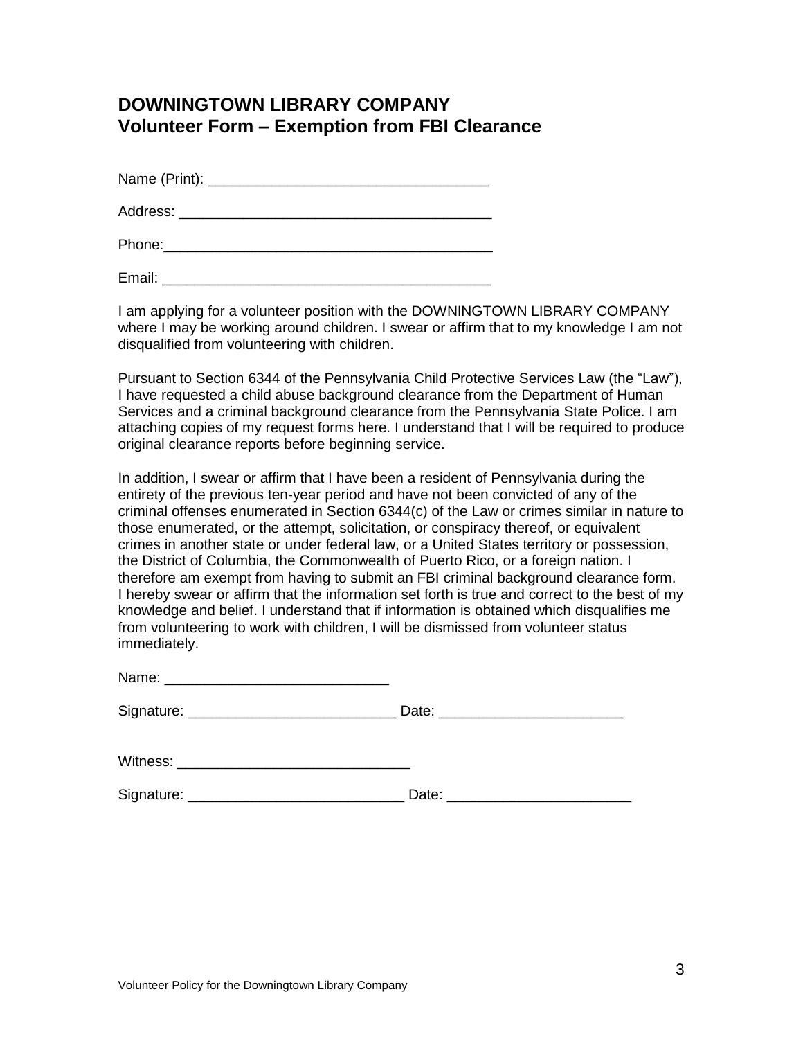## DOWNINGTOWN LIBRARY COMPANY
## Volunteer Form – Exemption from FBI Clearance

Name (Print): ___________________________________

Address: _______________________________________

Phone:_________________________________________

Email: _________________________________________

I am applying for a volunteer position with the DOWNINGTOWN LIBRARY COMPANY where I may be working around children. I swear or affirm that to my knowledge I am not disqualified from volunteering with children.

Pursuant to Section 6344 of the Pennsylvania Child Protective Services Law (the "Law"), I have requested a child abuse background clearance from the Department of Human Services and a criminal background clearance from the Pennsylvania State Police. I am attaching copies of my request forms here. I understand that I will be required to produce original clearance reports before beginning service.

In addition, I swear or affirm that I have been a resident of Pennsylvania during the entirety of the previous ten-year period and have not been convicted of any of the criminal offenses enumerated in Section 6344(c) of the Law or crimes similar in nature to those enumerated, or the attempt, solicitation, or conspiracy thereof, or equivalent crimes in another state or under federal law, or a United States territory or possession, the District of Columbia, the Commonwealth of Puerto Rico, or a foreign nation. I therefore am exempt from having to submit an FBI criminal background clearance form. I hereby swear or affirm that the information set forth is true and correct to the best of my knowledge and belief. I understand that if information is obtained which disqualifies me from volunteering to work with children, I will be dismissed from volunteer status immediately.

Name: ____________________________

Signature: __________________________ Date: _______________________

Witness: _____________________________

Signature: ___________________________ Date: _______________________